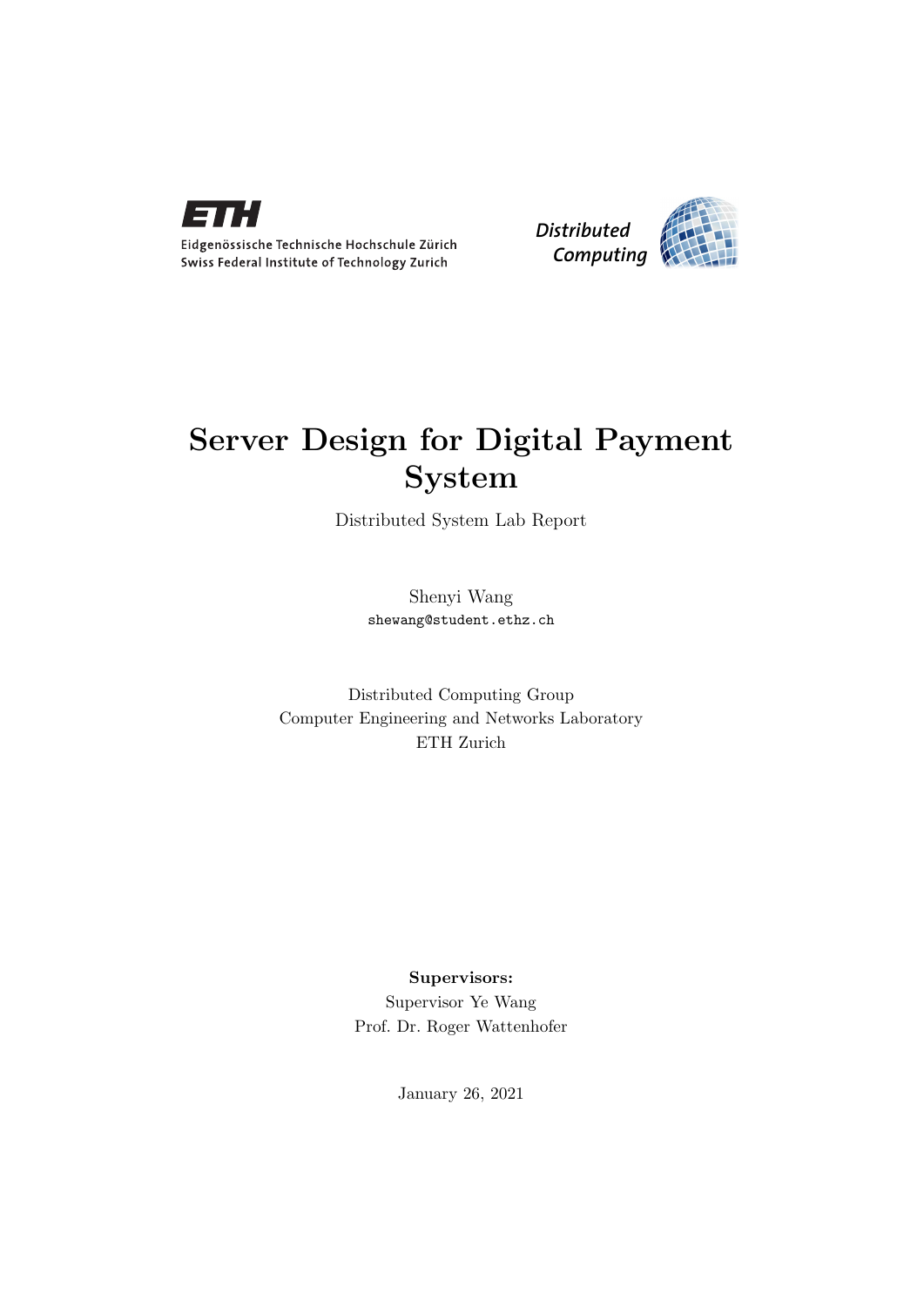Eidgenössische Technische Hochschule Zürich
Swiss Federal Institute of Technology Zurich

*Distributed Computing*

# Server Design for Digital Payment System

Distributed System Lab Report

Shenyi Wang
shewang@student.ethz.ch

Distributed Computing Group
Computer Engineering and Networks Laboratory
ETH Zurich

**Supervisors:**
Supervisor Ye Wang
Prof. Dr. Roger Wattenhofer

January 26, 2021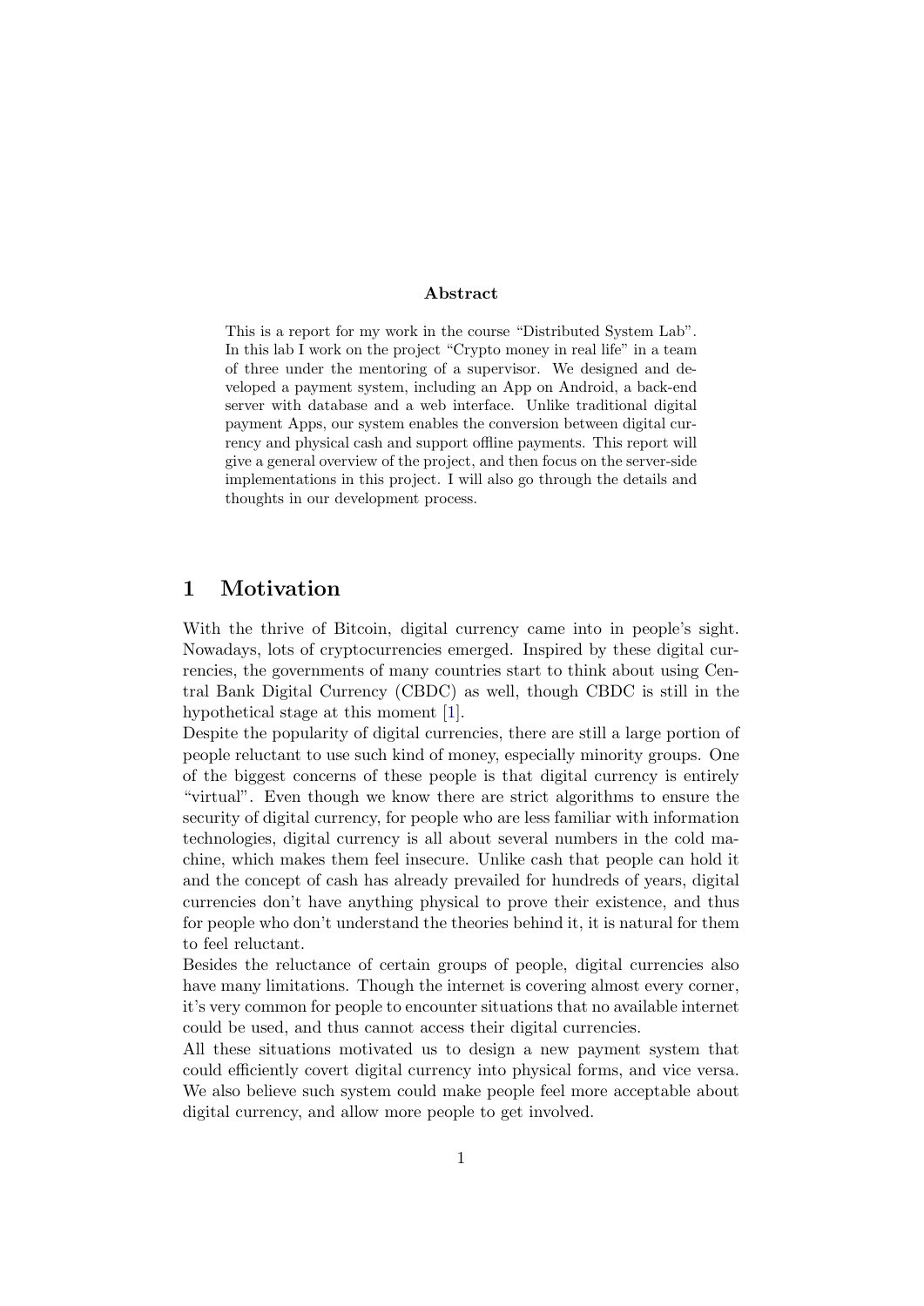**Abstract**

This is a report for my work in the course "Distributed System Lab". In this lab I work on the project "Crypto money in real life" in a team of three under the mentoring of a supervisor. We designed and developed a payment system, including an App on Android, a back-end server with database and a web interface. Unlike traditional digital payment Apps, our system enables the conversion between digital currency and physical cash and support offline payments. This report will give a general overview of the project, and then focus on the server-side implementations in this project. I will also go through the details and thoughts in our development process.

# 1 Motivation

With the thrive of Bitcoin, digital currency came into in people's sight. Nowadays, lots of cryptocurrencies emerged. Inspired by these digital currencies, the governments of many countries start to think about using Central Bank Digital Currency (CBDC) as well, though CBDC is still in the hypothetical stage at this moment [1].

Despite the popularity of digital currencies, there are still a large portion of people reluctant to use such kind of money, especially minority groups. One of the biggest concerns of these people is that digital currency is entirely "virtual". Even though we know there are strict algorithms to ensure the security of digital currency, for people who are less familiar with information technologies, digital currency is all about several numbers in the cold machine, which makes them feel insecure. Unlike cash that people can hold it and the concept of cash has already prevailed for hundreds of years, digital currencies don't have anything physical to prove their existence, and thus for people who don't understand the theories behind it, it is natural for them to feel reluctant.

Besides the reluctance of certain groups of people, digital currencies also have many limitations. Though the internet is covering almost every corner, it's very common for people to encounter situations that no available internet could be used, and thus cannot access their digital currencies.

All these situations motivated us to design a new payment system that could efficiently covert digital currency into physical forms, and vice versa. We also believe such system could make people feel more acceptable about digital currency, and allow more people to get involved.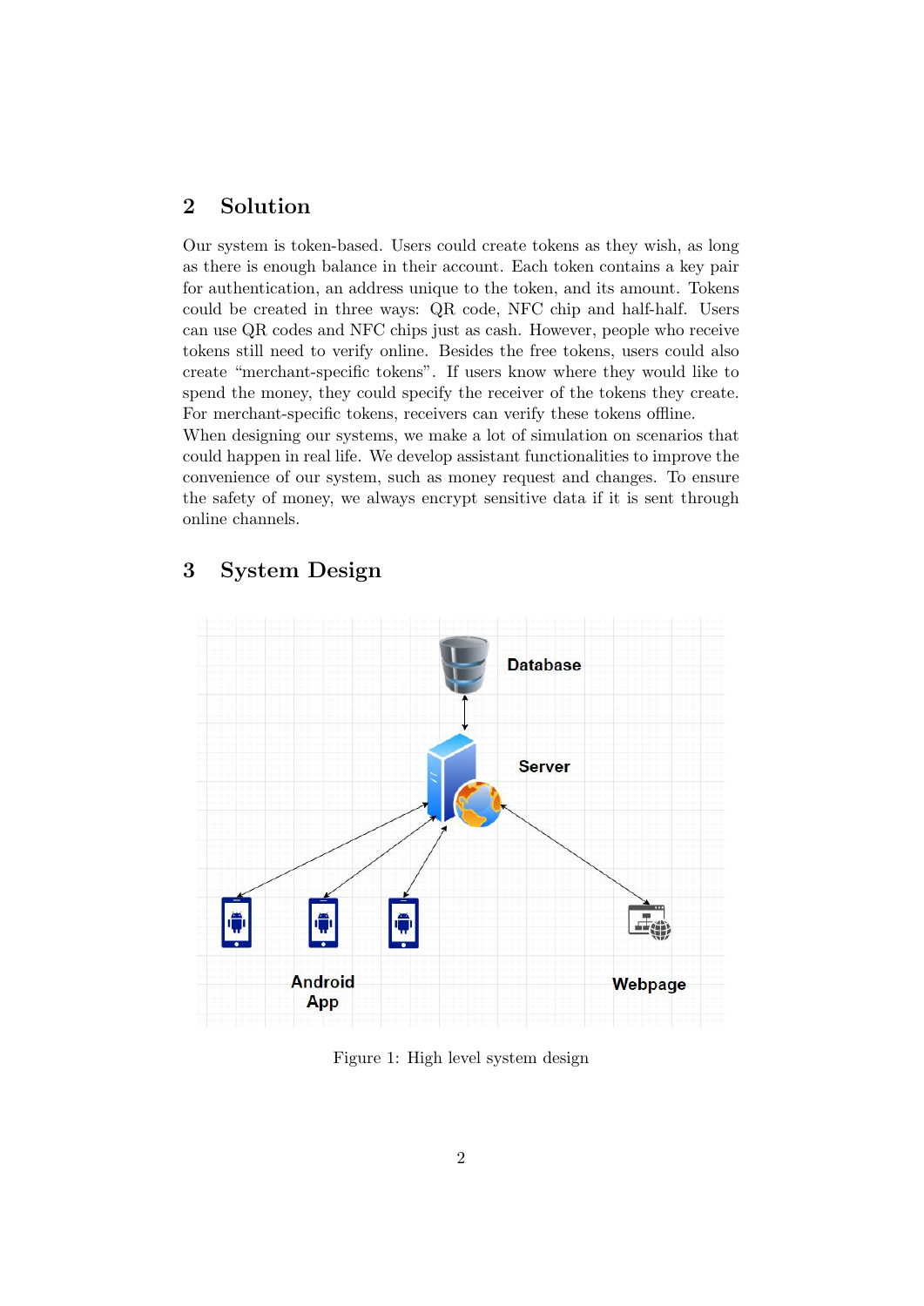## 2 Solution

Our system is token-based. Users could create tokens as they wish, as long as there is enough balance in their account. Each token contains a key pair for authentication, an address unique to the token, and its amount. Tokens could be created in three ways: QR code, NFC chip and half-half. Users can use QR codes and NFC chips just as cash. However, people who receive tokens still need to verify online. Besides the free tokens, users could also create "merchant-specific tokens". If users know where they would like to spend the money, they could specify the receiver of the tokens they create. For merchant-specific tokens, receivers can verify these tokens offline.
When designing our systems, we make a lot of simulation on scenarios that could happen in real life. We develop assistant functionalities to improve the convenience of our system, such as money request and changes. To ensure the safety of money, we always encrypt sensitive data if it is sent through online channels.

## 3 System Design

Figure 1: High level system design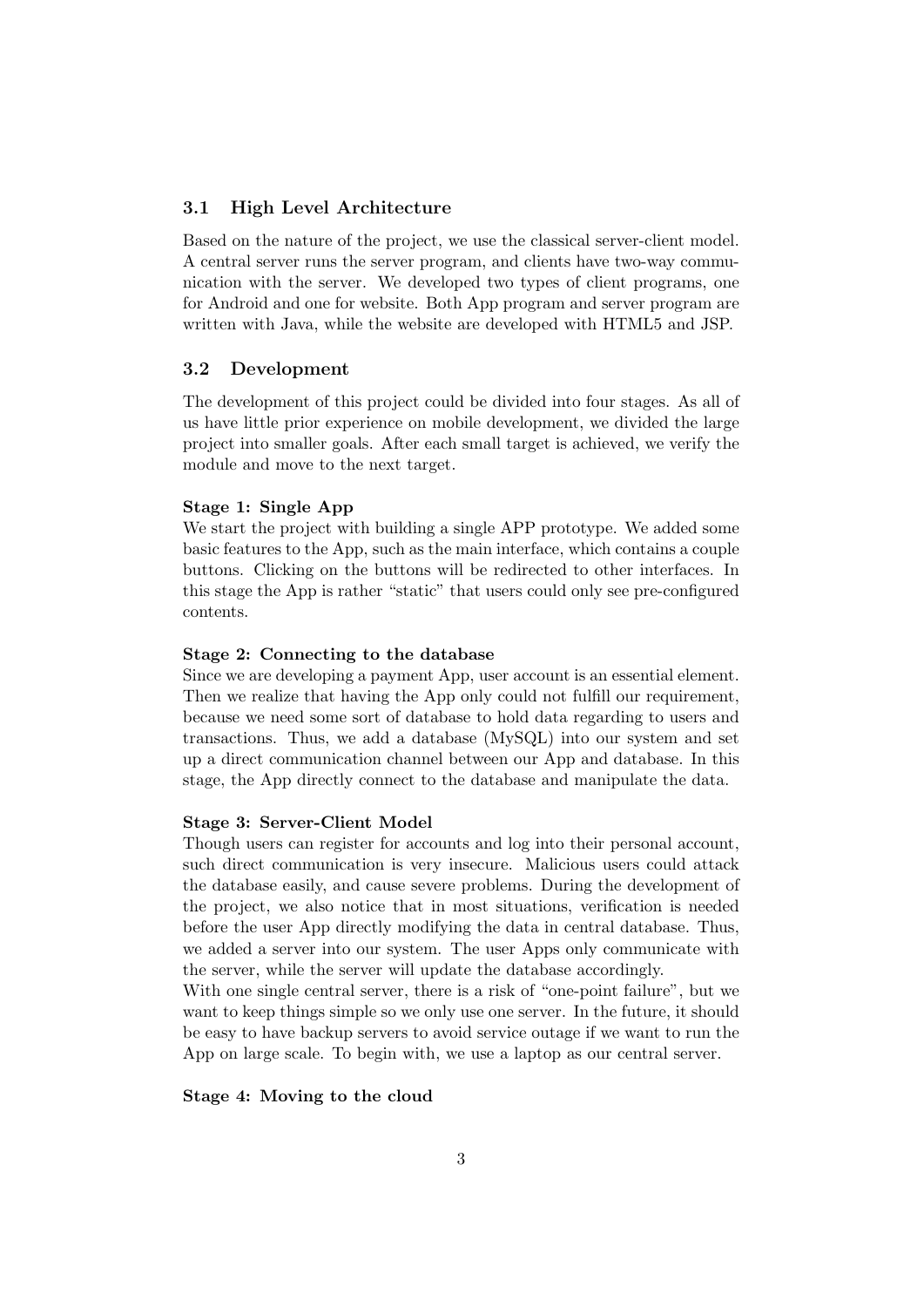### 3.1 High Level Architecture

Based on the nature of the project, we use the classical server-client model. A central server runs the server program, and clients have two-way communication with the server. We developed two types of client programs, one for Android and one for website. Both App program and server program are written with Java, while the website are developed with HTML5 and JSP.

### 3.2 Development

The development of this project could be divided into four stages. As all of us have little prior experience on mobile development, we divided the large project into smaller goals. After each small target is achieved, we verify the module and move to the next target.

**Stage 1: Single App**
We start the project with building a single APP prototype. We added some basic features to the App, such as the main interface, which contains a couple buttons. Clicking on the buttons will be redirected to other interfaces. In this stage the App is rather "static" that users could only see pre-configured contents.

**Stage 2: Connecting to the database**
Since we are developing a payment App, user account is an essential element. Then we realize that having the App only could not fulfill our requirement, because we need some sort of database to hold data regarding to users and transactions. Thus, we add a database (MySQL) into our system and set up a direct communication channel between our App and database. In this stage, the App directly connect to the database and manipulate the data.

**Stage 3: Server-Client Model**
Though users can register for accounts and log into their personal account, such direct communication is very insecure. Malicious users could attack the database easily, and cause severe problems. During the development of the project, we also notice that in most situations, verification is needed before the user App directly modifying the data in central database. Thus, we added a server into our system. The user Apps only communicate with the server, while the server will update the database accordingly.
With one single central server, there is a risk of "one-point failure", but we want to keep things simple so we only use one server. In the future, it should be easy to have backup servers to avoid service outage if we want to run the App on large scale. To begin with, we use a laptop as our central server.

**Stage 4: Moving to the cloud**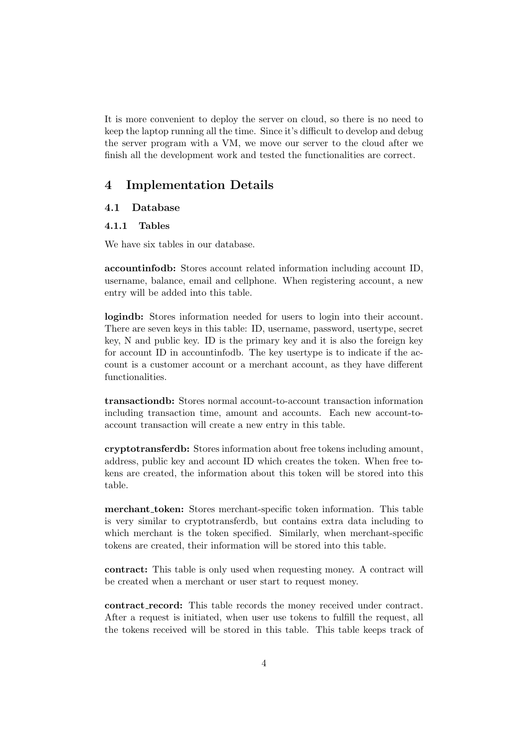It is more convenient to deploy the server on cloud, so there is no need to keep the laptop running all the time. Since it's difficult to develop and debug the server program with a VM, we move our server to the cloud after we finish all the development work and tested the functionalities are correct.

# 4 Implementation Details

## 4.1 Database

### 4.1.1 Tables

We have six tables in our database.

**accountinfodb:** Stores account related information including account ID, username, balance, email and cellphone. When registering account, a new entry will be added into this table.

**logindb:** Stores information needed for users to login into their account. There are seven keys in this table: ID, username, password, usertype, secret key, N and public key. ID is the primary key and it is also the foreign key for account ID in accountinfodb. The key usertype is to indicate if the account is a customer account or a merchant account, as they have different functionalities.

**transactiondb:** Stores normal account-to-account transaction information including transaction time, amount and accounts. Each new account-to-account transaction will create a new entry in this table.

**cryptotransferdb:** Stores information about free tokens including amount, address, public key and account ID which creates the token. When free tokens are created, the information about this token will be stored into this table.

**merchant_token:** Stores merchant-specific token information. This table is very similar to cryptotransferdb, but contains extra data including to which merchant is the token specified. Similarly, when merchant-specific tokens are created, their information will be stored into this table.

**contract:** This table is only used when requesting money. A contract will be created when a merchant or user start to request money.

**contract_record:** This table records the money received under contract. After a request is initiated, when user use tokens to fulfill the request, all the tokens received will be stored in this table. This table keeps track of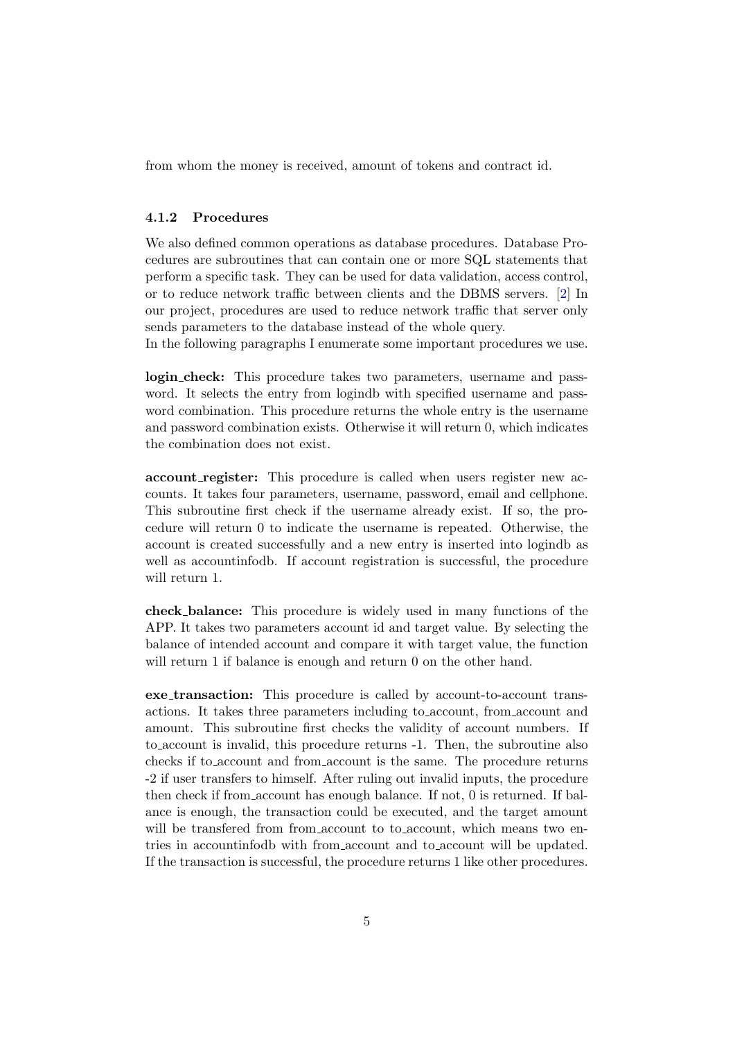from whom the money is received, amount of tokens and contract id.

### 4.1.2 Procedures

We also defined common operations as database procedures. Database Procedures are subroutines that can contain one or more SQL statements that perform a specific task. They can be used for data validation, access control, or to reduce network traffic between clients and the DBMS servers. [2] In our project, procedures are used to reduce network traffic that server only sends parameters to the database instead of the whole query.
In the following paragraphs I enumerate some important procedures we use.

**login_check:** This procedure takes two parameters, username and password. It selects the entry from logindb with specified username and password combination. This procedure returns the whole entry is the username and password combination exists. Otherwise it will return 0, which indicates the combination does not exist.

**account_register:** This procedure is called when users register new accounts. It takes four parameters, username, password, email and cellphone. This subroutine first check if the username already exist. If so, the procedure will return 0 to indicate the username is repeated. Otherwise, the account is created successfully and a new entry is inserted into logindb as well as accountinfodb. If account registration is successful, the procedure will return 1.

**check_balance:** This procedure is widely used in many functions of the APP. It takes two parameters account id and target value. By selecting the balance of intended account and compare it with target value, the function will return 1 if balance is enough and return 0 on the other hand.

**exe_transaction:** This procedure is called by account-to-account transactions. It takes three parameters including to_account, from_account and amount. This subroutine first checks the validity of account numbers. If to_account is invalid, this procedure returns -1. Then, the subroutine also checks if to_account and from_account is the same. The procedure returns -2 if user transfers to himself. After ruling out invalid inputs, the procedure then check if from_account has enough balance. If not, 0 is returned. If balance is enough, the transaction could be executed, and the target amount will be transfered from from_account to to_account, which means two entries in accountinfodb with from_account and to_account will be updated. If the transaction is successful, the procedure returns 1 like other procedures.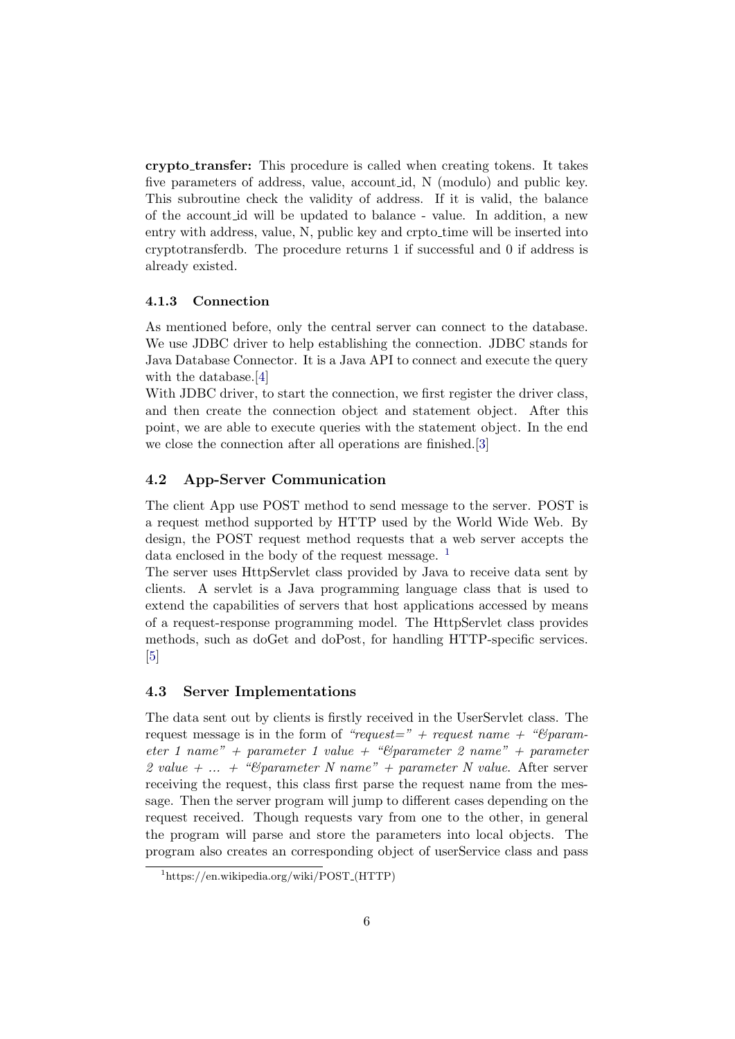**crypto_transfer:** This procedure is called when creating tokens. It takes five parameters of address, value, account_id, N (modulo) and public key. This subroutine check the validity of address. If it is valid, the balance of the account_id will be updated to balance - value. In addition, a new entry with address, value, N, public key and crpto_time will be inserted into cryptotransferdb. The procedure returns 1 if successful and 0 if address is already existed.

### 4.1.3 Connection

As mentioned before, only the central server can connect to the database. We use JDBC driver to help establishing the connection. JDBC stands for Java Database Connector. It is a Java API to connect and execute the query with the database.[4]

With JDBC driver, to start the connection, we first register the driver class, and then create the connection object and statement object. After this point, we are able to execute queries with the statement object. In the end we close the connection after all operations are finished.[3]

## 4.2 App-Server Communication

The client App use POST method to send message to the server. POST is a request method supported by HTTP used by the World Wide Web. By design, the POST request method requests that a web server accepts the data enclosed in the body of the request message. [1]

The server uses HttpServlet class provided by Java to receive data sent by clients. A servlet is a Java programming language class that is used to extend the capabilities of servers that host applications accessed by means of a request-response programming model. The HttpServlet class provides methods, such as doGet and doPost, for handling HTTP-specific services. [5]

## 4.3 Server Implementations

The data sent out by clients is firstly received in the UserServlet class. The request message is in the form of *"request=" + request name + "&parameter 1 name" + parameter 1 value + "&parameter 2 name" + parameter 2 value + ... + "&parameter N name" + parameter N value*. After server receiving the request, this class first parse the request name from the message. Then the server program will jump to different cases depending on the request received. Though requests vary from one to the other, in general the program will parse and store the parameters into local objects. The program also creates an corresponding object of userService class and pass

[1] https://en.wikipedia.org/wiki/POST_(HTTP)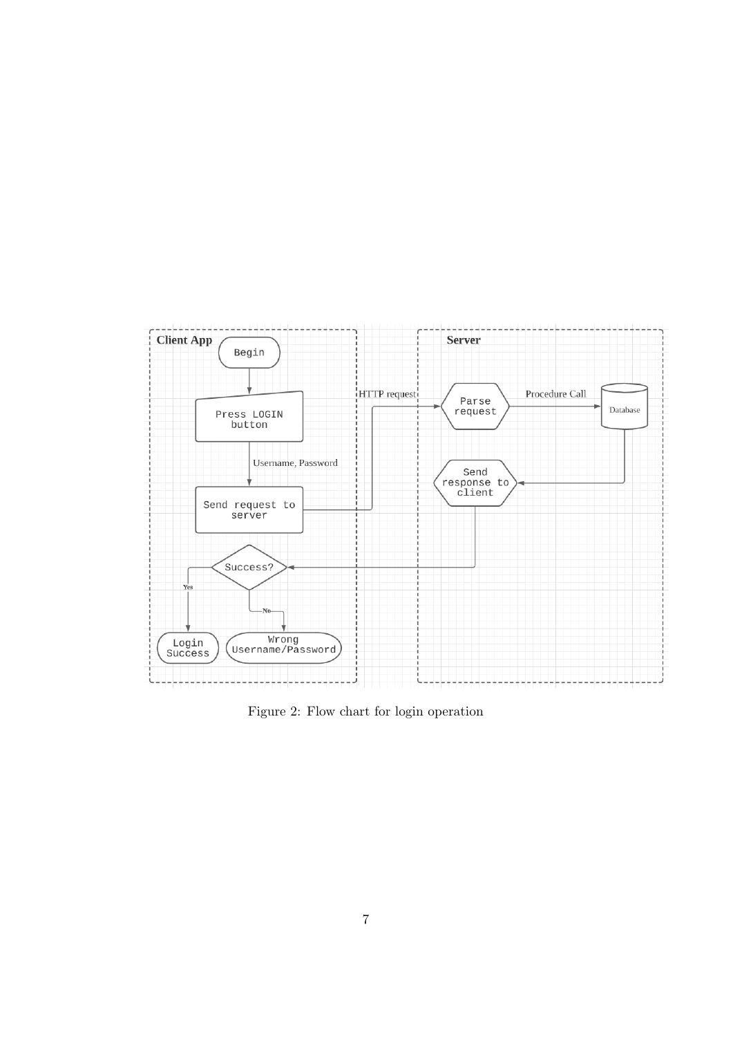Figure 2: Flow chart for login operation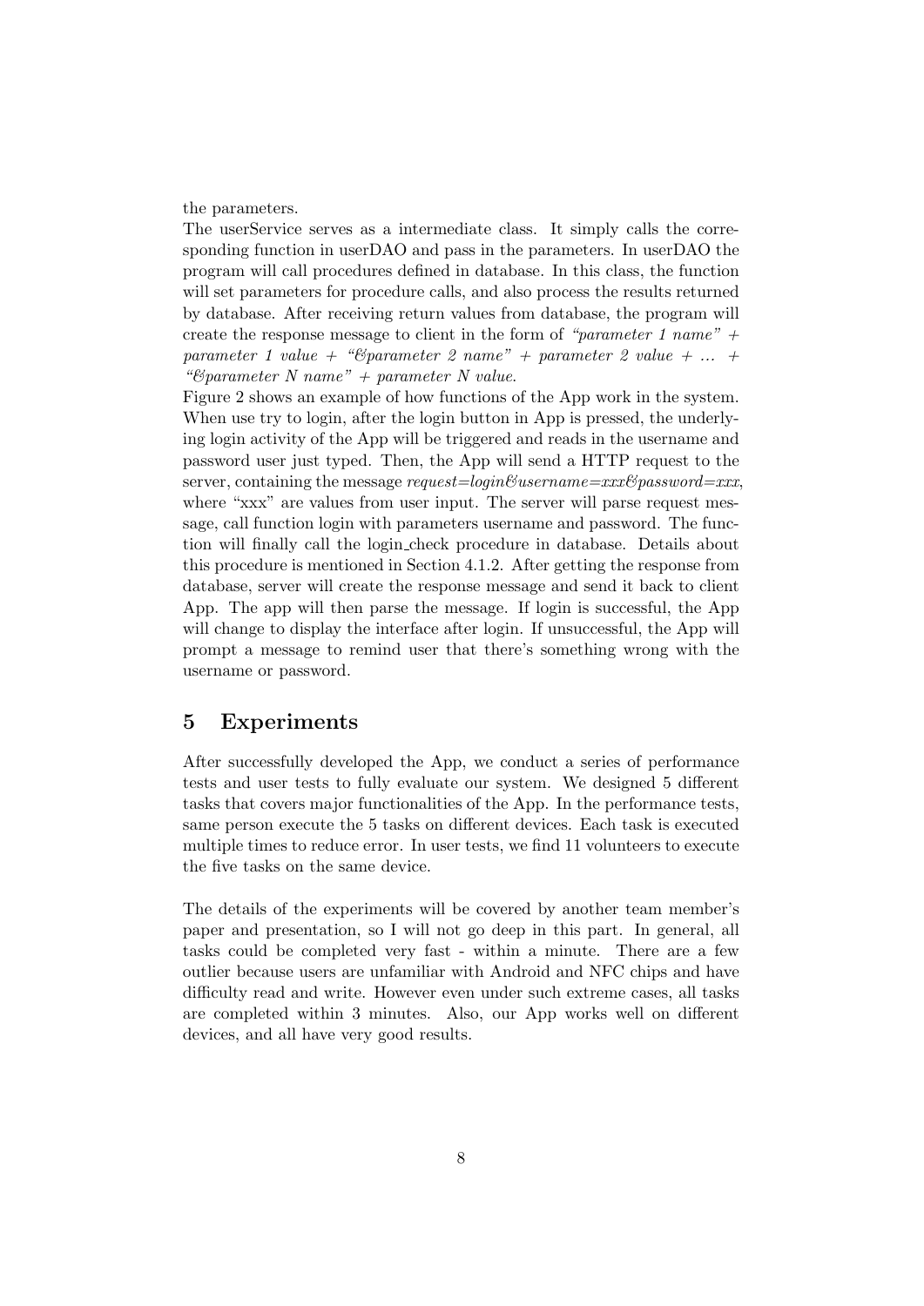the parameters.

The userService serves as a intermediate class. It simply calls the corresponding function in userDAO and pass in the parameters. In userDAO the program will call procedures defined in database. In this class, the function will set parameters for procedure calls, and also process the results returned by database. After receiving return values from database, the program will create the response message to client in the form of *"parameter 1 name" + parameter 1 value + "&parameter 2 name" + parameter 2 value + ... + "&parameter N name" + parameter N value.*

Figure 2 shows an example of how functions of the App work in the system. When use try to login, after the login button in App is pressed, the underlying login activity of the App will be triggered and reads in the username and password user just typed. Then, the App will send a HTTP request to the server, containing the message *request=login&username=xxx&password=xxx*, where "xxx" are values from user input. The server will parse request message, call function login with parameters username and password. The function will finally call the login_check procedure in database. Details about this procedure is mentioned in Section 4.1.2. After getting the response from database, server will create the response message and send it back to client App. The app will then parse the message. If login is successful, the App will change to display the interface after login. If unsuccessful, the App will prompt a message to remind user that there's something wrong with the username or password.

## 5 Experiments

After successfully developed the App, we conduct a series of performance tests and user tests to fully evaluate our system. We designed 5 different tasks that covers major functionalities of the App. In the performance tests, same person execute the 5 tasks on different devices. Each task is executed multiple times to reduce error. In user tests, we find 11 volunteers to execute the five tasks on the same device.

The details of the experiments will be covered by another team member's paper and presentation, so I will not go deep in this part. In general, all tasks could be completed very fast - within a minute. There are a few outlier because users are unfamiliar with Android and NFC chips and have difficulty read and write. However even under such extreme cases, all tasks are completed within 3 minutes. Also, our App works well on different devices, and all have very good results.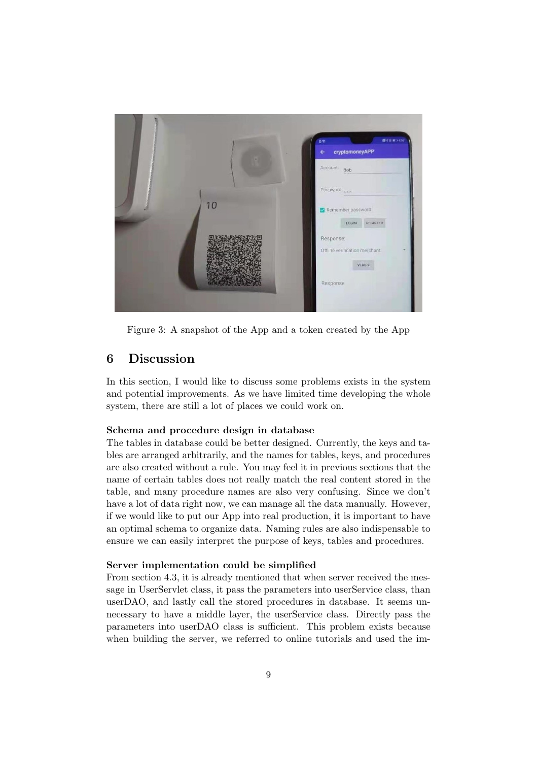Figure 3: A snapshot of the App and a token created by the App

## 6 Discussion

In this section, I would like to discuss some problems exists in the system and potential improvements. As we have limited time developing the whole system, there are still a lot of places we could work on.

**Schema and procedure design in database**
The tables in database could be better designed. Currently, the keys and tables are arranged arbitrarily, and the names for tables, keys, and procedures are also created without a rule. You may feel it in previous sections that the name of certain tables does not really match the real content stored in the table, and many procedure names are also very confusing. Since we don't have a lot of data right now, we can manage all the data manually. However, if we would like to put our App into real production, it is important to have an optimal schema to organize data. Naming rules are also indispensable to ensure we can easily interpret the purpose of keys, tables and procedures.

**Server implementation could be simplified**
From section 4.3, it is already mentioned that when server received the message in UserServlet class, it pass the parameters into userService class, than userDAO, and lastly call the stored procedures in database. It seems unnecessary to have a middle layer, the userService class. Directly pass the parameters into userDAO class is sufficient. This problem exists because when building the server, we referred to online tutorials and used the im-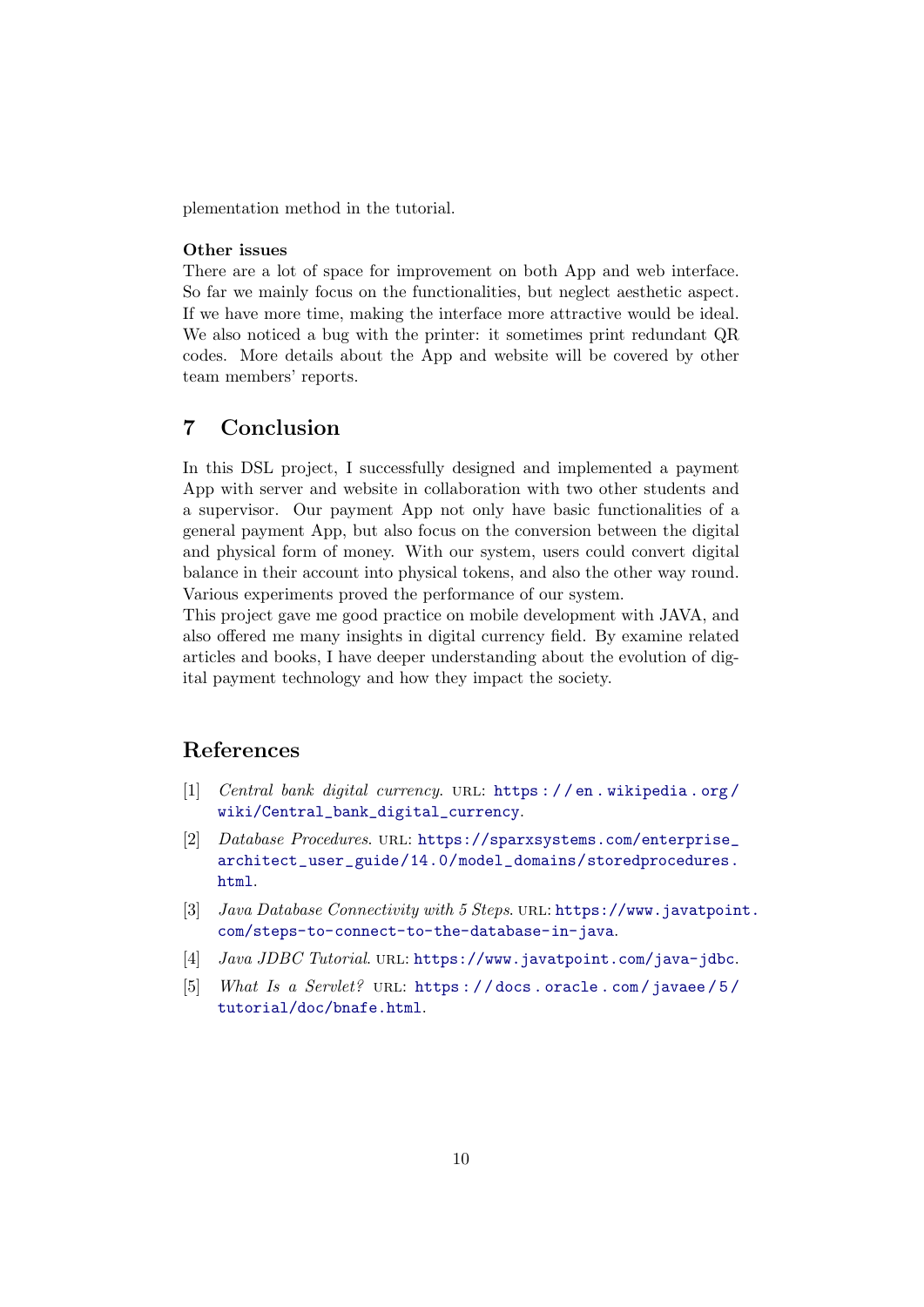plementation method in the tutorial.

**Other issues**
There are a lot of space for improvement on both App and web interface. So far we mainly focus on the functionalities, but neglect aesthetic aspect. If we have more time, making the interface more attractive would be ideal. We also noticed a bug with the printer: it sometimes print redundant QR codes. More details about the App and website will be covered by other team members' reports.

## 7 Conclusion

In this DSL project, I successfully designed and implemented a payment App with server and website in collaboration with two other students and a supervisor. Our payment App not only have basic functionalities of a general payment App, but also focus on the conversion between the digital and physical form of money. With our system, users could convert digital balance in their account into physical tokens, and also the other way round. Various experiments proved the performance of our system.
This project gave me good practice on mobile development with JAVA, and also offered me many insights in digital currency field. By examine related articles and books, I have deeper understanding about the evolution of digital payment technology and how they impact the society.

## References

[1] *Central bank digital currency*. URL: https://en.wikipedia.org/wiki/Central_bank_digital_currency.

[2] *Database Procedures*. URL: https://sparxsystems.com/enterprise_architect_user_guide/14.0/model_domains/storedprocedures.html.

[3] *Java Database Connectivity with 5 Steps*. URL: https://www.javatpoint.com/steps-to-connect-to-the-database-in-java.

[4] *Java JDBC Tutorial*. URL: https://www.javatpoint.com/java-jdbc.

[5] *What Is a Servlet?* URL: https://docs.oracle.com/javaee/5/tutorial/doc/bnafe.html.